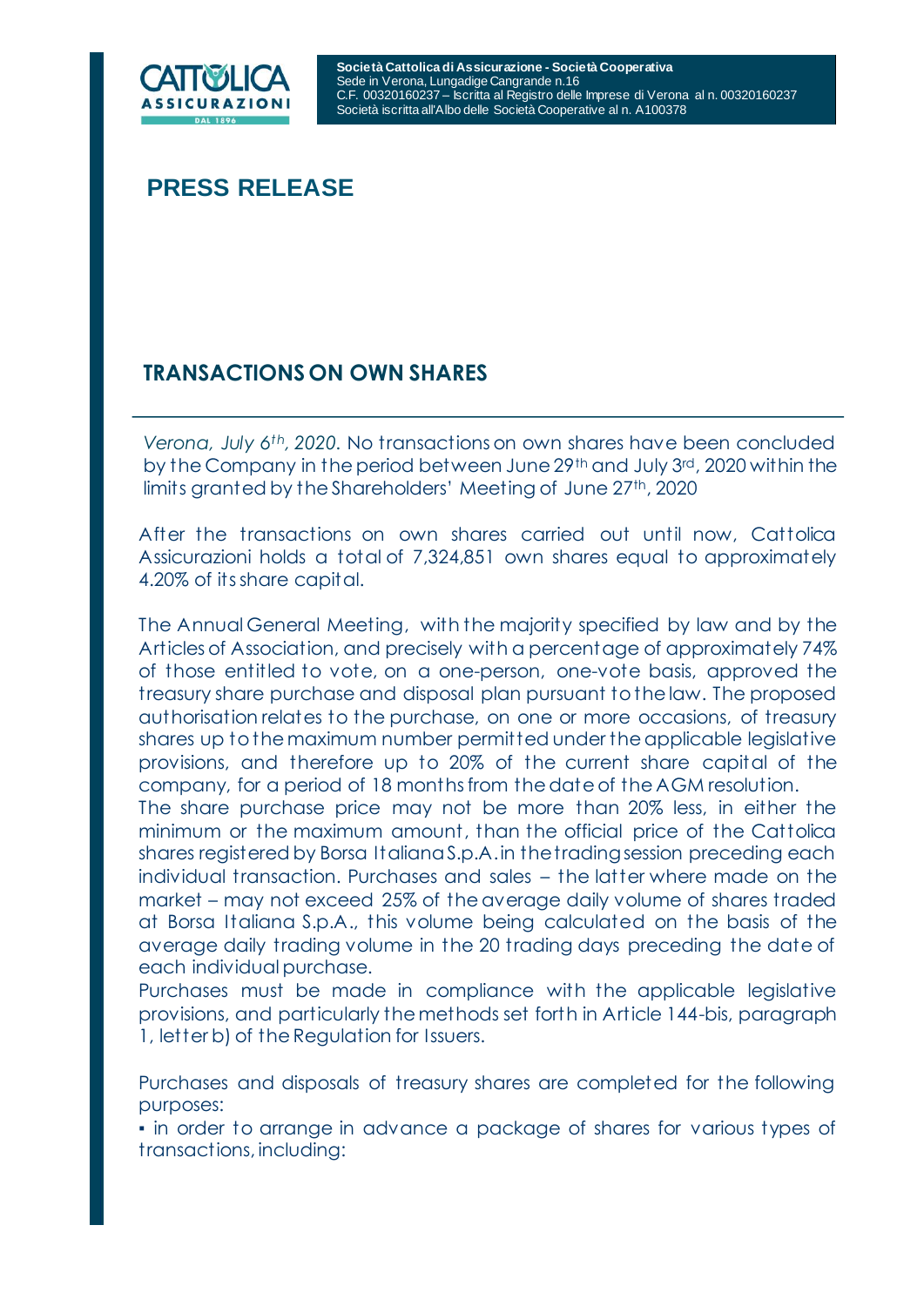**Società Cattolica di Assicurazione - Società Cooperativa**
Sede in Verona, Lungadige Cangrande n.16
C.F. 00320160237 – Iscritta al Registro delle Imprese di Verona al n. 00320160237
Società iscritta all'Albo delle Società Cooperative al n. A100378

# PRESS RELEASE

## TRANSACTIONS ON OWN SHARES

*Verona, July 6th, 2020*. No transactions on own shares have been concluded by the Company in the period between June 29th and July 3rd, 2020 within the limits granted by the Shareholders' Meeting of June 27th, 2020

After the transactions on own shares carried out until now, Cattolica Assicurazioni holds a total of 7,324,851 own shares equal to approximately 4.20% of its share capital.

The Annual General Meeting, with the majority specified by law and by the Articles of Association, and precisely with a percentage of approximately 74% of those entitled to vote, on a one-person, one-vote basis, approved the treasury share purchase and disposal plan pursuant to the law. The proposed authorisation relates to the purchase, on one or more occasions, of treasury shares up to the maximum number permitted under the applicable legislative provisions, and therefore up to 20% of the current share capital of the company, for a period of 18 months from the date of the AGM resolution.
The share purchase price may not be more than 20% less, in either the minimum or the maximum amount, than the official price of the Cattolica shares registered by Borsa Italiana S.p.A. in the trading session preceding each individual transaction. Purchases and sales – the latter where made on the market – may not exceed 25% of the average daily volume of shares traded at Borsa Italiana S.p.A., this volume being calculated on the basis of the average daily trading volume in the 20 trading days preceding the date of each individual purchase.
Purchases must be made in compliance with the applicable legislative provisions, and particularly the methods set forth in Article 144-bis, paragraph 1, letter b) of the Regulation for Issuers.

Purchases and disposals of treasury shares are completed for the following purposes:

- in order to arrange in advance a package of shares for various types of transactions, including: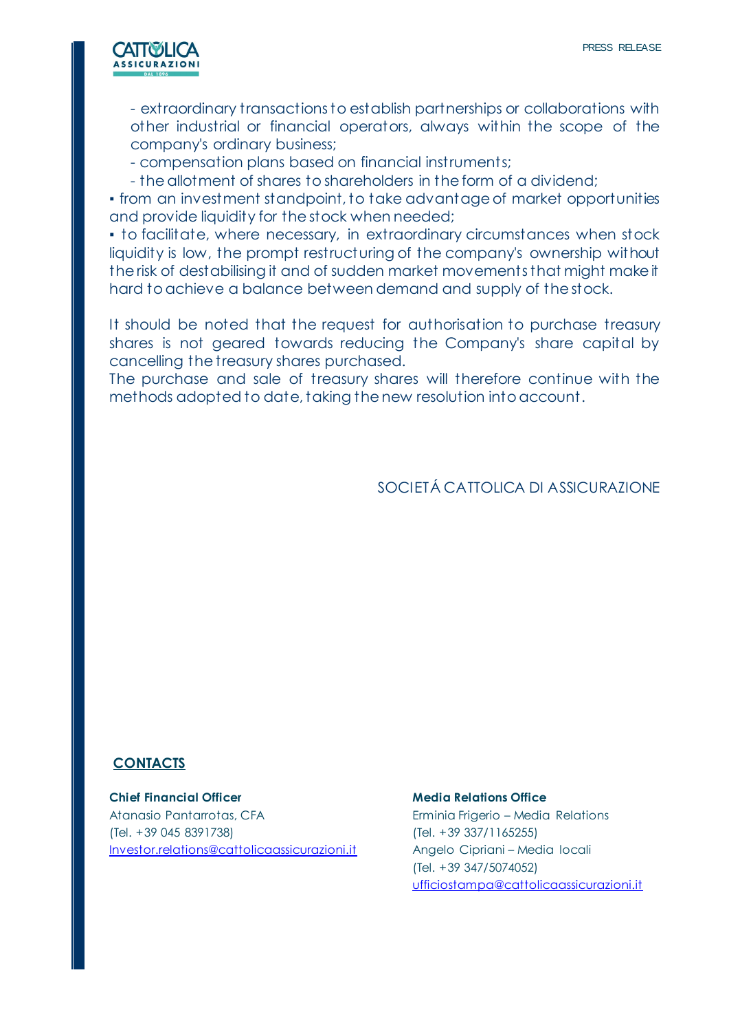- extraordinary transactions to establish partnerships or collaborations with other industrial or financial operators, always within the scope of the company's ordinary business;
- compensation plans based on financial instruments;
- the allotment of shares to shareholders in the form of a dividend;

▪ from an investment standpoint, to take advantage of market opportunities and provide liquidity for the stock when needed;

▪ to facilitate, where necessary, in extraordinary circumstances when stock liquidity is low, the prompt restructuring of the company's ownership without the risk of destabilising it and of sudden market movements that might make it hard to achieve a balance between demand and supply of the stock.

It should be noted that the request for authorisation to purchase treasury shares is not geared towards reducing the Company's share capital by cancelling the treasury shares purchased.
The purchase and sale of treasury shares will therefore continue with the methods adopted to date, taking the new resolution into account.

SOCIETÁ CATTOLICA DI ASSICURAZIONE

**CONTACTS**

**Chief Financial Officer**
Atanasio Pantarrotas, CFA
(Tel. +39 045 8391738)
Investor.relations@cattolicaassicurazioni.it

**Media Relations Office**
Erminia Frigerio – Media Relations
(Tel. +39 337/1165255)
Angelo Cipriani – Media locali
(Tel. +39 347/5074052)
ufficiostampa@cattolicaassicurazioni.it